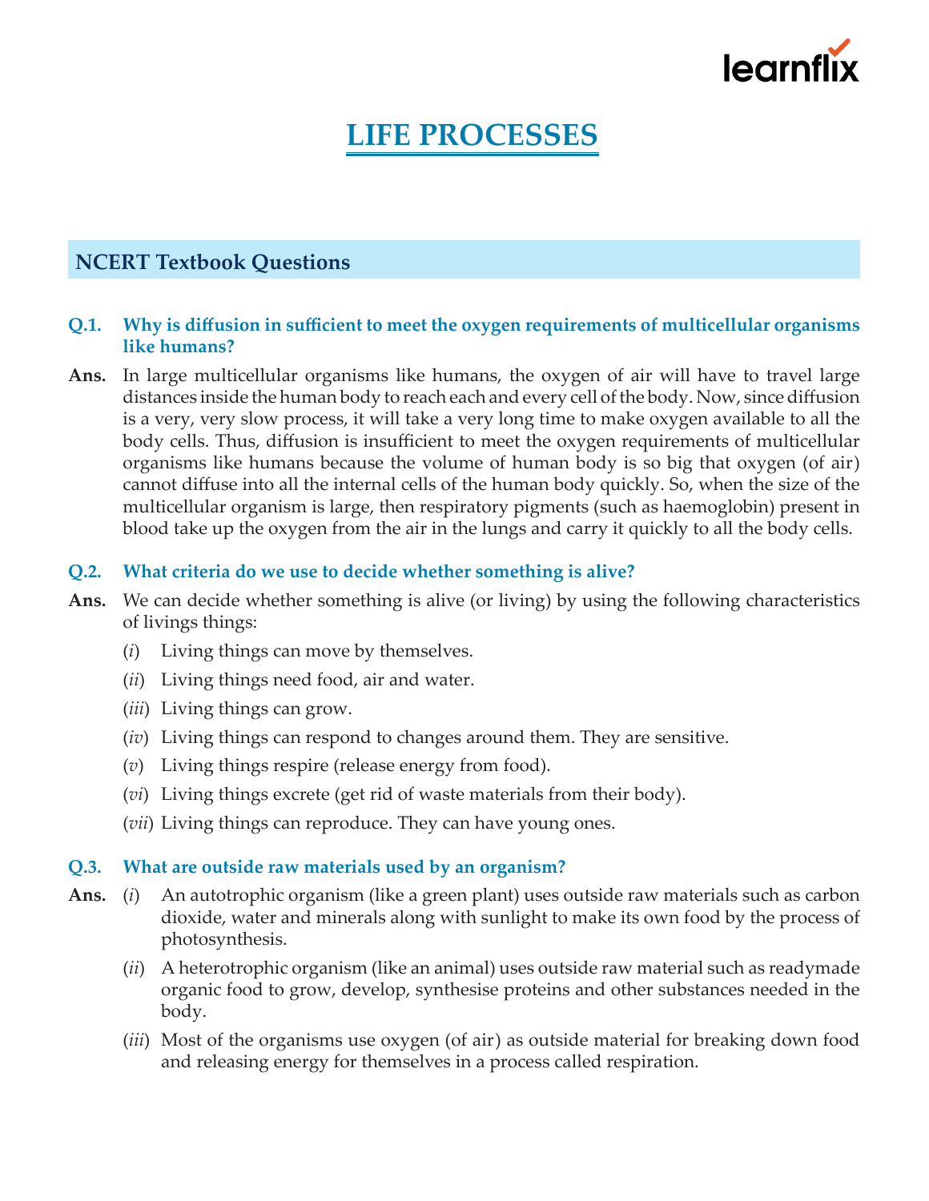# LIFE PROCESSES

## NCERT Textbook Questions

**Q.1. Why is diffusion in sufficient to meet the oxygen requirements of multicellular organisms like humans?**

**Ans.** In large multicellular organisms like humans, the oxygen of air will have to travel large distances inside the human body to reach each and every cell of the body. Now, since diffusion is a very, very slow process, it will take a very long time to make oxygen available to all the body cells. Thus, diffusion is insufficient to meet the oxygen requirements of multicellular organisms like humans because the volume of human body is so big that oxygen (of air) cannot diffuse into all the internal cells of the human body quickly. So, when the size of the multicellular organism is large, then respiratory pigments (such as haemoglobin) present in blood take up the oxygen from the air in the lungs and carry it quickly to all the body cells.

**Q.2. What criteria do we use to decide whether something is alive?**

**Ans.** We can decide whether something is alive (or living) by using the following characteristics of livings things:

(*i*) Living things can move by themselves.

(*ii*) Living things need food, air and water.

(*iii*) Living things can grow.

(*iv*) Living things can respond to changes around them. They are sensitive.

(*v*) Living things respire (release energy from food).

(*vi*) Living things excrete (get rid of waste materials from their body).

(*vii*) Living things can reproduce. They can have young ones.

**Q.3. What are outside raw materials used by an organism?**

**Ans.** (*i*) An autotrophic organism (like a green plant) uses outside raw materials such as carbon dioxide, water and minerals along with sunlight to make its own food by the process of photosynthesis.

(*ii*) A heterotrophic organism (like an animal) uses outside raw material such as readymade organic food to grow, develop, synthesise proteins and other substances needed in the body.

(*iii*) Most of the organisms use oxygen (of air) as outside material for breaking down food and releasing energy for themselves in a process called respiration.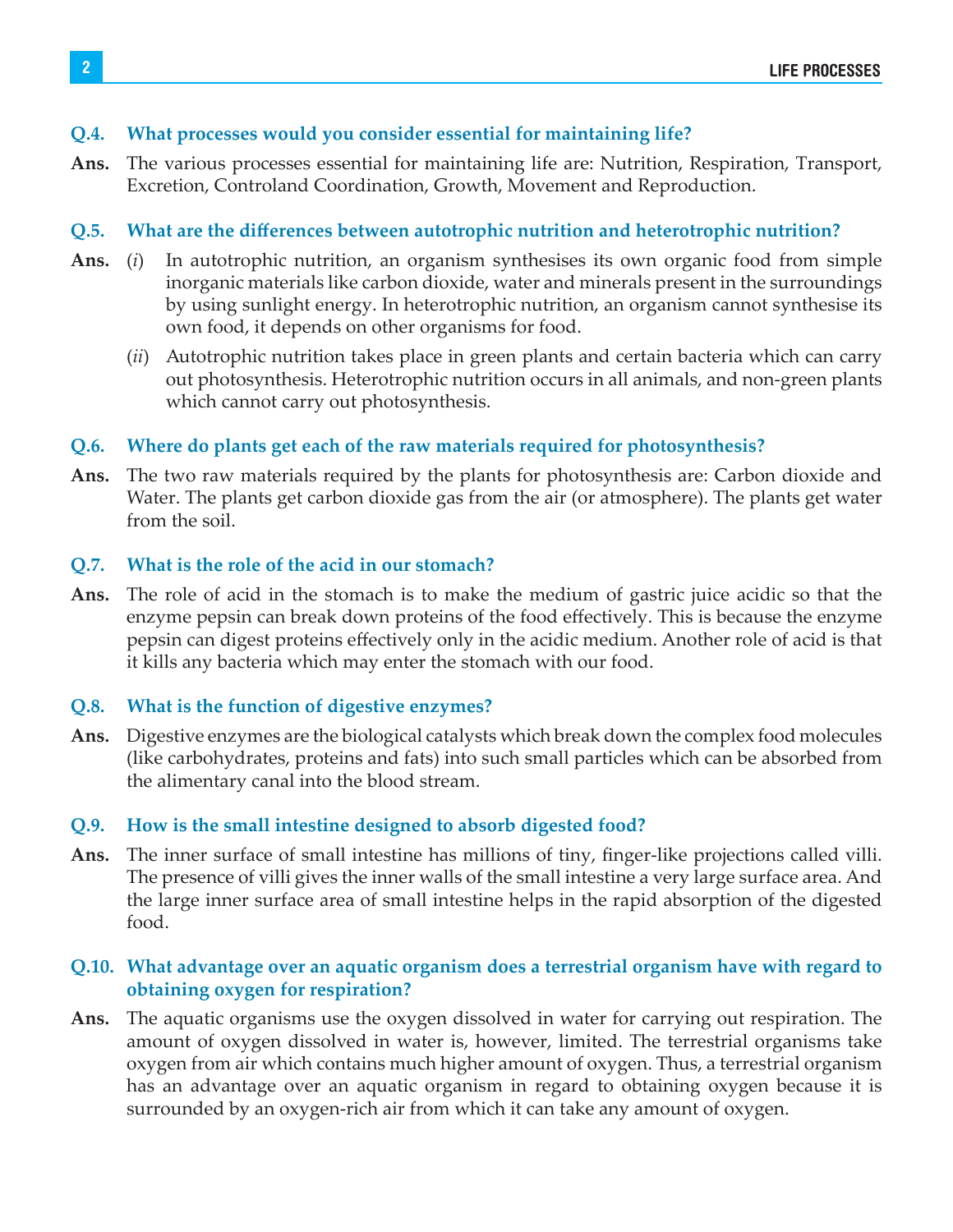**Q.4. What processes would you consider essential for maintaining life?**

**Ans.** The various processes essential for maintaining life are: Nutrition, Respiration, Transport, Excretion, Controland Coordination, Growth, Movement and Reproduction.

**Q.5. What are the differences between autotrophic nutrition and heterotrophic nutrition?**

**Ans.** (*i*) In autotrophic nutrition, an organism synthesises its own organic food from simple inorganic materials like carbon dioxide, water and minerals present in the surroundings by using sunlight energy. In heterotrophic nutrition, an organism cannot synthesise its own food, it depends on other organisms for food.

(*ii*) Autotrophic nutrition takes place in green plants and certain bacteria which can carry out photosynthesis. Heterotrophic nutrition occurs in all animals, and non-green plants which cannot carry out photosynthesis.

**Q.6. Where do plants get each of the raw materials required for photosynthesis?**

**Ans.** The two raw materials required by the plants for photosynthesis are: Carbon dioxide and Water. The plants get carbon dioxide gas from the air (or atmosphere). The plants get water from the soil.

**Q.7. What is the role of the acid in our stomach?**

**Ans.** The role of acid in the stomach is to make the medium of gastric juice acidic so that the enzyme pepsin can break down proteins of the food effectively. This is because the enzyme pepsin can digest proteins effectively only in the acidic medium. Another role of acid is that it kills any bacteria which may enter the stomach with our food.

**Q.8. What is the function of digestive enzymes?**

**Ans.** Digestive enzymes are the biological catalysts which break down the complex food molecules (like carbohydrates, proteins and fats) into such small particles which can be absorbed from the alimentary canal into the blood stream.

**Q.9. How is the small intestine designed to absorb digested food?**

**Ans.** The inner surface of small intestine has millions of tiny, finger-like projections called villi. The presence of villi gives the inner walls of the small intestine a very large surface area. And the large inner surface area of small intestine helps in the rapid absorption of the digested food.

**Q.10. What advantage over an aquatic organism does a terrestrial organism have with regard to obtaining oxygen for respiration?**

**Ans.** The aquatic organisms use the oxygen dissolved in water for carrying out respiration. The amount of oxygen dissolved in water is, however, limited. The terrestrial organisms take oxygen from air which contains much higher amount of oxygen. Thus, a terrestrial organism has an advantage over an aquatic organism in regard to obtaining oxygen because it is surrounded by an oxygen-rich air from which it can take any amount of oxygen.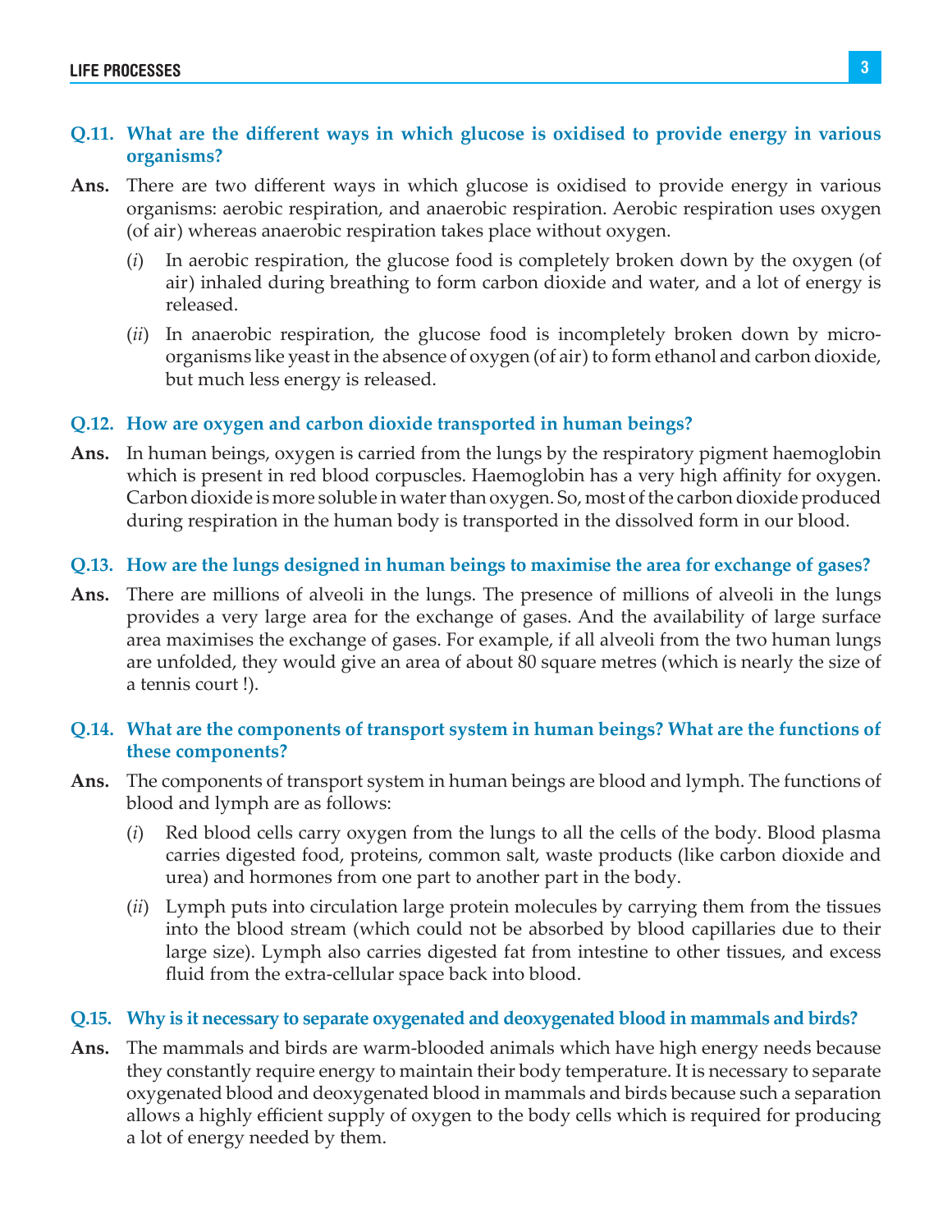**Q.11. What are the different ways in which glucose is oxidised to provide energy in various organisms?**

**Ans.** There are two different ways in which glucose is oxidised to provide energy in various organisms: aerobic respiration, and anaerobic respiration. Aerobic respiration uses oxygen (of air) whereas anaerobic respiration takes place without oxygen.

(*i*) In aerobic respiration, the glucose food is completely broken down by the oxygen (of air) inhaled during breathing to form carbon dioxide and water, and a lot of energy is released.

(*ii*) In anaerobic respiration, the glucose food is incompletely broken down by micro-organisms like yeast in the absence of oxygen (of air) to form ethanol and carbon dioxide, but much less energy is released.

**Q.12. How are oxygen and carbon dioxide transported in human beings?**

**Ans.** In human beings, oxygen is carried from the lungs by the respiratory pigment haemoglobin which is present in red blood corpuscles. Haemoglobin has a very high affinity for oxygen. Carbon dioxide is more soluble in water than oxygen. So, most of the carbon dioxide produced during respiration in the human body is transported in the dissolved form in our blood.

**Q.13. How are the lungs designed in human beings to maximise the area for exchange of gases?**

**Ans.** There are millions of alveoli in the lungs. The presence of millions of alveoli in the lungs provides a very large area for the exchange of gases. And the availability of large surface area maximises the exchange of gases. For example, if all alveoli from the two human lungs are unfolded, they would give an area of about 80 square metres (which is nearly the size of a tennis court !).

**Q.14. What are the components of transport system in human beings? What are the functions of these components?**

**Ans.** The components of transport system in human beings are blood and lymph. The functions of blood and lymph are as follows:

(*i*) Red blood cells carry oxygen from the lungs to all the cells of the body. Blood plasma carries digested food, proteins, common salt, waste products (like carbon dioxide and urea) and hormones from one part to another part in the body.

(*ii*) Lymph puts into circulation large protein molecules by carrying them from the tissues into the blood stream (which could not be absorbed by blood capillaries due to their large size). Lymph also carries digested fat from intestine to other tissues, and excess fluid from the extra-cellular space back into blood.

**Q.15. Why is it necessary to separate oxygenated and deoxygenated blood in mammals and birds?**

**Ans.** The mammals and birds are warm-blooded animals which have high energy needs because they constantly require energy to maintain their body temperature. It is necessary to separate oxygenated blood and deoxygenated blood in mammals and birds because such a separation allows a highly efficient supply of oxygen to the body cells which is required for producing a lot of energy needed by them.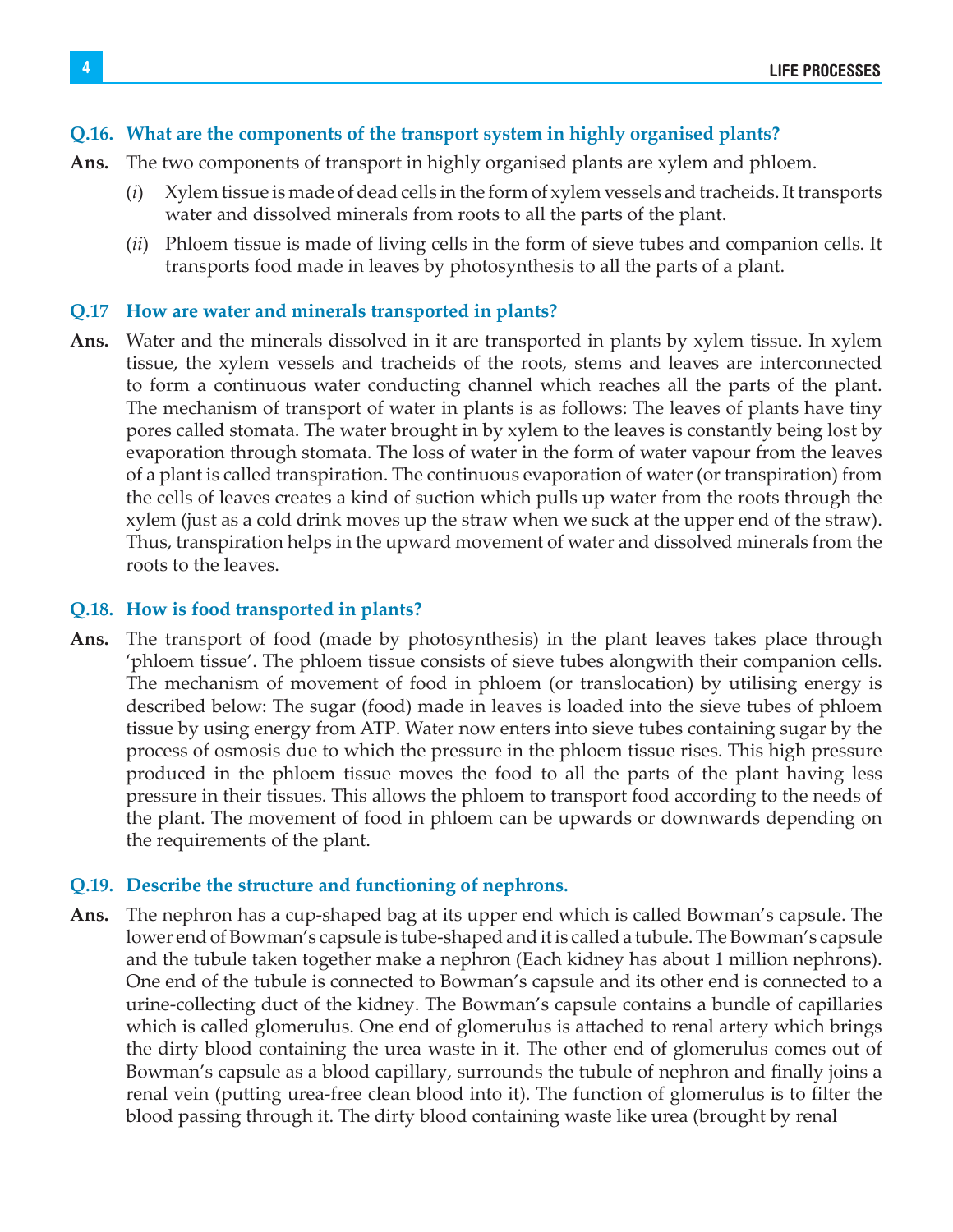**Q.16. What are the components of the transport system in highly organised plants?**

**Ans.** The two components of transport in highly organised plants are xylem and phloem.

(*i*) Xylem tissue is made of dead cells in the form of xylem vessels and tracheids. It transports water and dissolved minerals from roots to all the parts of the plant.

(*ii*) Phloem tissue is made of living cells in the form of sieve tubes and companion cells. It transports food made in leaves by photosynthesis to all the parts of a plant.

**Q.17 How are water and minerals transported in plants?**

**Ans.** Water and the minerals dissolved in it are transported in plants by xylem tissue. In xylem tissue, the xylem vessels and tracheids of the roots, stems and leaves are interconnected to form a continuous water conducting channel which reaches all the parts of the plant. The mechanism of transport of water in plants is as follows: The leaves of plants have tiny pores called stomata. The water brought in by xylem to the leaves is constantly being lost by evaporation through stomata. The loss of water in the form of water vapour from the leaves of a plant is called transpiration. The continuous evaporation of water (or transpiration) from the cells of leaves creates a kind of suction which pulls up water from the roots through the xylem (just as a cold drink moves up the straw when we suck at the upper end of the straw). Thus, transpiration helps in the upward movement of water and dissolved minerals from the roots to the leaves.

**Q.18. How is food transported in plants?**

**Ans.** The transport of food (made by photosynthesis) in the plant leaves takes place through 'phloem tissue'. The phloem tissue consists of sieve tubes alongwith their companion cells. The mechanism of movement of food in phloem (or translocation) by utilising energy is described below: The sugar (food) made in leaves is loaded into the sieve tubes of phloem tissue by using energy from ATP. Water now enters into sieve tubes containing sugar by the process of osmosis due to which the pressure in the phloem tissue rises. This high pressure produced in the phloem tissue moves the food to all the parts of the plant having less pressure in their tissues. This allows the phloem to transport food according to the needs of the plant. The movement of food in phloem can be upwards or downwards depending on the requirements of the plant.

**Q.19. Describe the structure and functioning of nephrons.**

**Ans.** The nephron has a cup-shaped bag at its upper end which is called Bowman's capsule. The lower end of Bowman's capsule is tube-shaped and it is called a tubule. The Bowman's capsule and the tubule taken together make a nephron (Each kidney has about 1 million nephrons). One end of the tubule is connected to Bowman's capsule and its other end is connected to a urine-collecting duct of the kidney. The Bowman's capsule contains a bundle of capillaries which is called glomerulus. One end of glomerulus is attached to renal artery which brings the dirty blood containing the urea waste in it. The other end of glomerulus comes out of Bowman's capsule as a blood capillary, surrounds the tubule of nephron and finally joins a renal vein (putting urea-free clean blood into it). The function of glomerulus is to filter the blood passing through it. The dirty blood containing waste like urea (brought by renal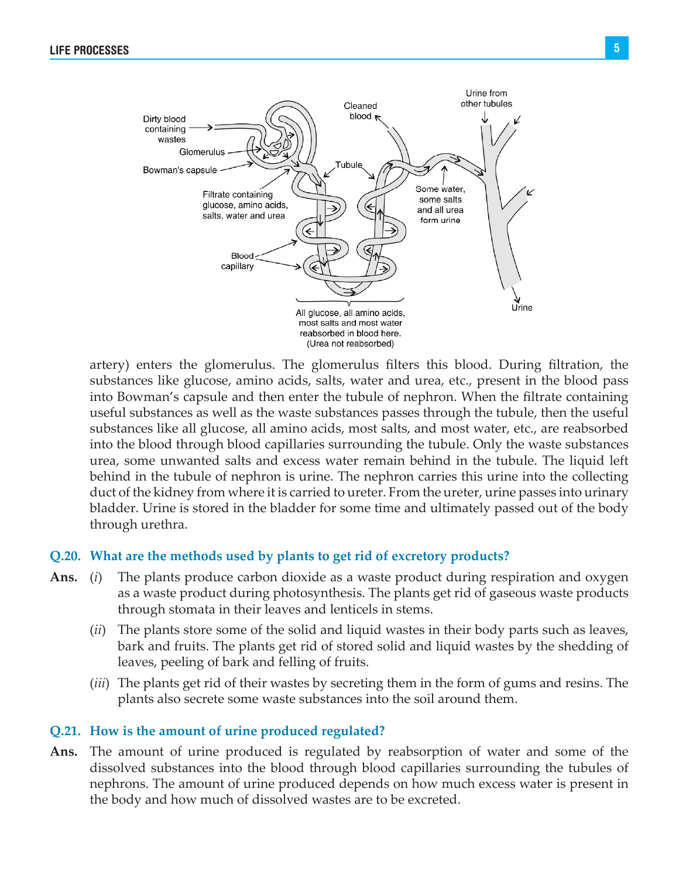artery) enters the glomerulus. The glomerulus filters this blood. During filtration, the substances like glucose, amino acids, salts, water and urea, etc., present in the blood pass into Bowman's capsule and then enter the tubule of nephron. When the filtrate containing useful substances as well as the waste substances passes through the tubule, then the useful substances like all glucose, all amino acids, most salts, and most water, etc., are reabsorbed into the blood through blood capillaries surrounding the tubule. Only the waste substances urea, some unwanted salts and excess water remain behind in the tubule. The liquid left behind in the tubule of nephron is urine. The nephron carries this urine into the collecting duct of the kidney from where it is carried to ureter. From the ureter, urine passes into urinary bladder. Urine is stored in the bladder for some time and ultimately passed out of the body through urethra.

### Q.20. What are the methods used by plants to get rid of excretory products?

**Ans.** (*i*) The plants produce carbon dioxide as a waste product during respiration and oxygen as a waste product during photosynthesis. The plants get rid of gaseous waste products through stomata in their leaves and lenticels in stems.

(*ii*) The plants store some of the solid and liquid wastes in their body parts such as leaves, bark and fruits. The plants get rid of stored solid and liquid wastes by the shedding of leaves, peeling of bark and felling of fruits.

(*iii*) The plants get rid of their wastes by secreting them in the form of gums and resins. The plants also secrete some waste substances into the soil around them.

### Q.21. How is the amount of urine produced regulated?

**Ans.** The amount of urine produced is regulated by reabsorption of water and some of the dissolved substances into the blood through blood capillaries surrounding the tubules of nephrons. The amount of urine produced depends on how much excess water is present in the body and how much of dissolved wastes are to be excreted.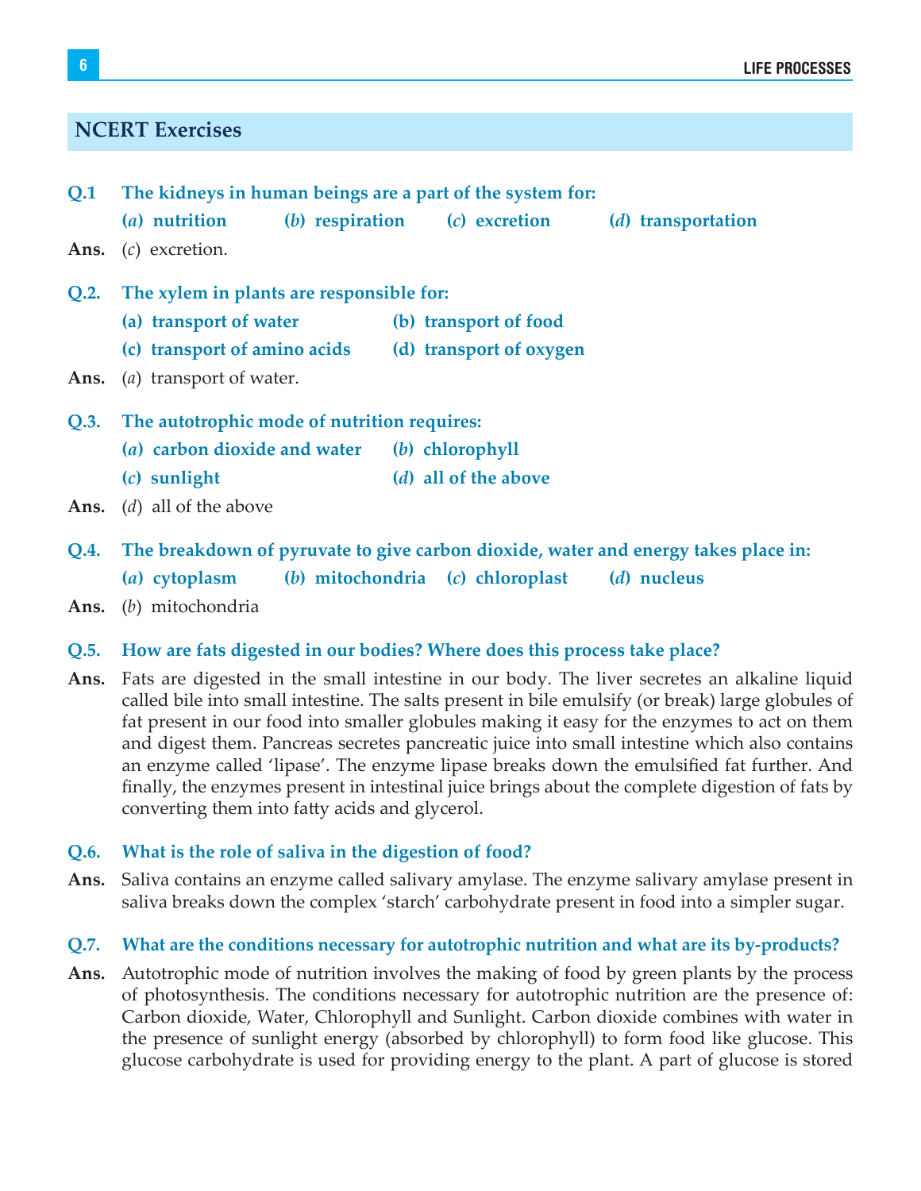## NCERT Exercises

**Q.1 The kidneys in human beings are a part of the system for:**

**(*a*) nutrition  (*b*) respiration  (*c*) excretion  (*d*) transportation**

**Ans.** (*c*) excretion.

**Q.2. The xylem in plants are responsible for:**

**(a) transport of water  (b) transport of food**

**(c) transport of amino acids  (d) transport of oxygen**

**Ans.** (*a*) transport of water.

**Q.3. The autotrophic mode of nutrition requires:**

**(*a*) carbon dioxide and water  (*b*) chlorophyll**

**(*c*) sunlight  (*d*) all of the above**

**Ans.** (*d*) all of the above

**Q.4. The breakdown of pyruvate to give carbon dioxide, water and energy takes place in:**

**(*a*) cytoplasm  (*b*) mitochondria  (*c*) chloroplast  (*d*) nucleus**

**Ans.** (*b*) mitochondria

**Q.5. How are fats digested in our bodies? Where does this process take place?**

**Ans.** Fats are digested in the small intestine in our body. The liver secretes an alkaline liquid called bile into small intestine. The salts present in bile emulsify (or break) large globules of fat present in our food into smaller globules making it easy for the enzymes to act on them and digest them. Pancreas secretes pancreatic juice into small intestine which also contains an enzyme called 'lipase'. The enzyme lipase breaks down the emulsified fat further. And finally, the enzymes present in intestinal juice brings about the complete digestion of fats by converting them into fatty acids and glycerol.

**Q.6. What is the role of saliva in the digestion of food?**

**Ans.** Saliva contains an enzyme called salivary amylase. The enzyme salivary amylase present in saliva breaks down the complex 'starch' carbohydrate present in food into a simpler sugar.

**Q.7. What are the conditions necessary for autotrophic nutrition and what are its by-products?**

**Ans.** Autotrophic mode of nutrition involves the making of food by green plants by the process of photosynthesis. The conditions necessary for autotrophic nutrition are the presence of: Carbon dioxide, Water, Chlorophyll and Sunlight. Carbon dioxide combines with water in the presence of sunlight energy (absorbed by chlorophyll) to form food like glucose. This glucose carbohydrate is used for providing energy to the plant. A part of glucose is stored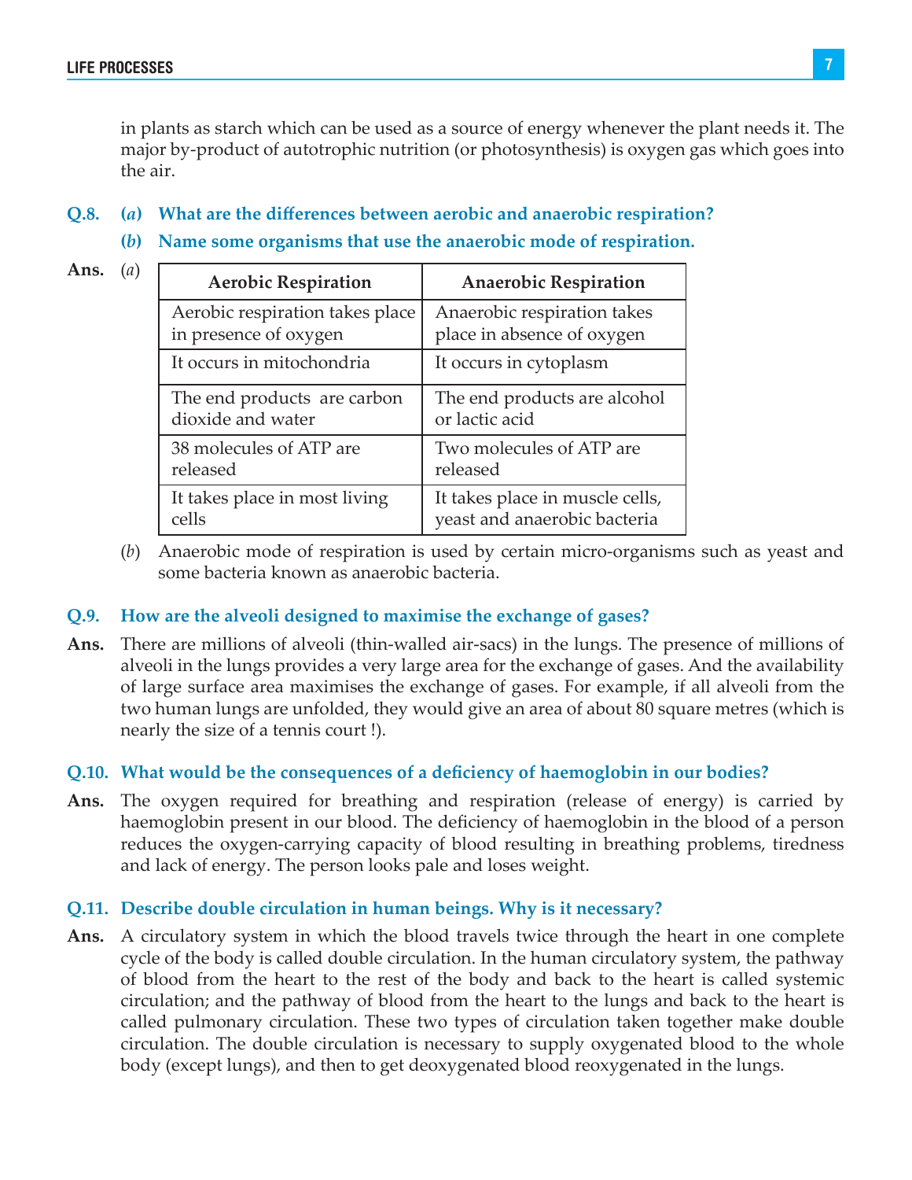in plants as starch which can be used as a source of energy whenever the plant needs it. The major by-product of autotrophic nutrition (or photosynthesis) is oxygen gas which goes into the air.

**Q.8. (*a*) What are the differences between aerobic and anaerobic respiration?**

**(*b*) Name some organisms that use the anaerobic mode of respiration.**

**Ans.** (*a*)

| Aerobic Respiration | Anaerobic Respiration |
|---|---|
| Aerobic respiration takes place in presence of oxygen | Anaerobic respiration takes place in absence of oxygen |
| It occurs in mitochondria | It occurs in cytoplasm |
| The end products are carbon dioxide and water | The end products are alcohol or lactic acid |
| 38 molecules of ATP are released | Two molecules of ATP are released |
| It takes place in most living cells | It takes place in muscle cells, yeast and anaerobic bacteria |

(*b*) Anaerobic mode of respiration is used by certain micro-organisms such as yeast and some bacteria known as anaerobic bacteria.

**Q.9. How are the alveoli designed to maximise the exchange of gases?**

**Ans.** There are millions of alveoli (thin-walled air-sacs) in the lungs. The presence of millions of alveoli in the lungs provides a very large area for the exchange of gases. And the availability of large surface area maximises the exchange of gases. For example, if all alveoli from the two human lungs are unfolded, they would give an area of about 80 square metres (which is nearly the size of a tennis court !).

**Q.10. What would be the consequences of a deficiency of haemoglobin in our bodies?**

**Ans.** The oxygen required for breathing and respiration (release of energy) is carried by haemoglobin present in our blood. The deficiency of haemoglobin in the blood of a person reduces the oxygen-carrying capacity of blood resulting in breathing problems, tiredness and lack of energy. The person looks pale and loses weight.

**Q.11. Describe double circulation in human beings. Why is it necessary?**

**Ans.** A circulatory system in which the blood travels twice through the heart in one complete cycle of the body is called double circulation. In the human circulatory system, the pathway of blood from the heart to the rest of the body and back to the heart is called systemic circulation; and the pathway of blood from the heart to the lungs and back to the heart is called pulmonary circulation. These two types of circulation taken together make double circulation. The double circulation is necessary to supply oxygenated blood to the whole body (except lungs), and then to get deoxygenated blood reoxygenated in the lungs.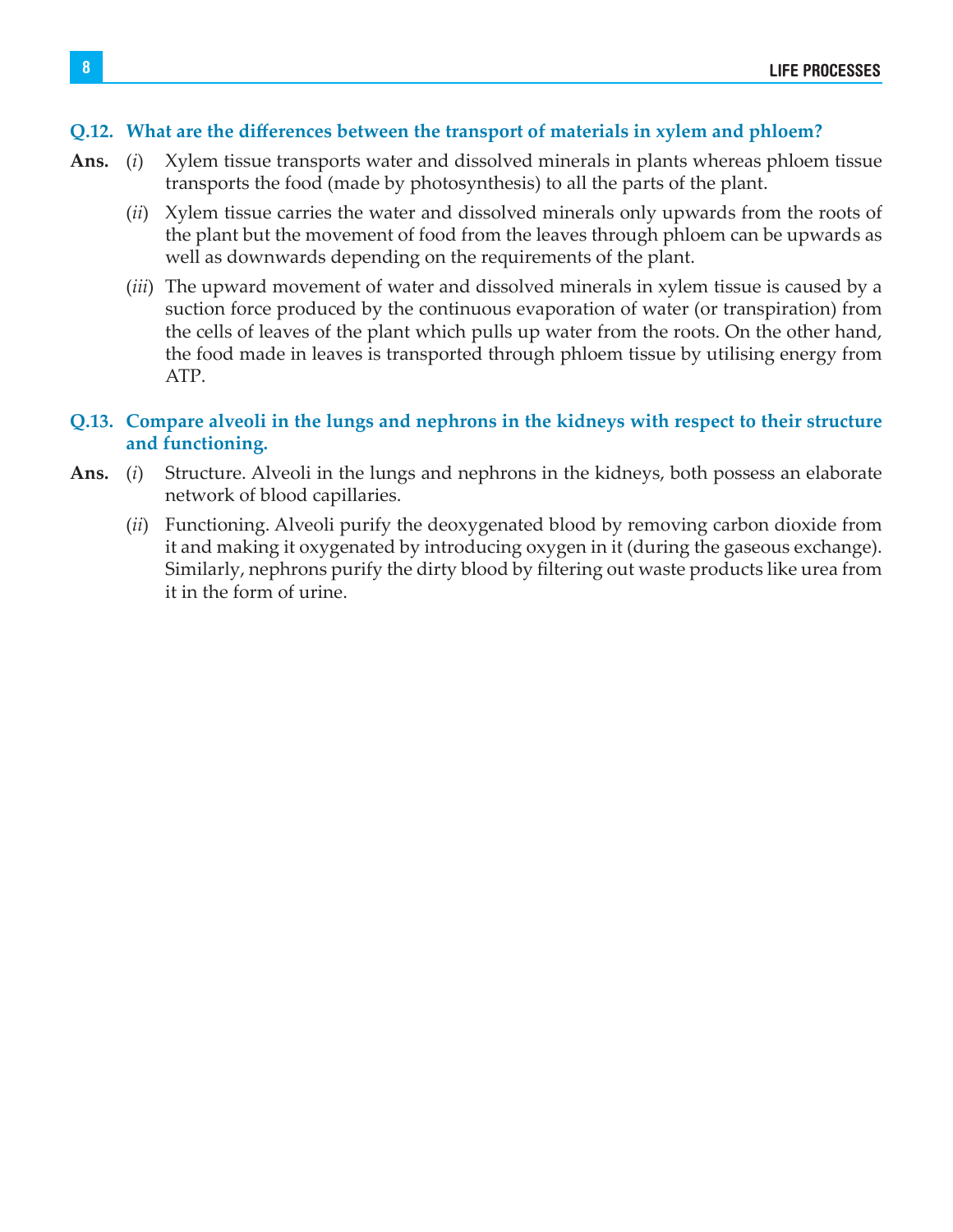**Q.12. What are the differences between the transport of materials in xylem and phloem?**

**Ans.** (*i*) Xylem tissue transports water and dissolved minerals in plants whereas phloem tissue transports the food (made by photosynthesis) to all the parts of the plant.

(*ii*) Xylem tissue carries the water and dissolved minerals only upwards from the roots of the plant but the movement of food from the leaves through phloem can be upwards as well as downwards depending on the requirements of the plant.

(*iii*) The upward movement of water and dissolved minerals in xylem tissue is caused by a suction force produced by the continuous evaporation of water (or transpiration) from the cells of leaves of the plant which pulls up water from the roots. On the other hand, the food made in leaves is transported through phloem tissue by utilising energy from ATP.

**Q.13. Compare alveoli in the lungs and nephrons in the kidneys with respect to their structure and functioning.**

**Ans.** (*i*) Structure. Alveoli in the lungs and nephrons in the kidneys, both possess an elaborate network of blood capillaries.

(*ii*) Functioning. Alveoli purify the deoxygenated blood by removing carbon dioxide from it and making it oxygenated by introducing oxygen in it (during the gaseous exchange). Similarly, nephrons purify the dirty blood by filtering out waste products like urea from it in the form of urine.